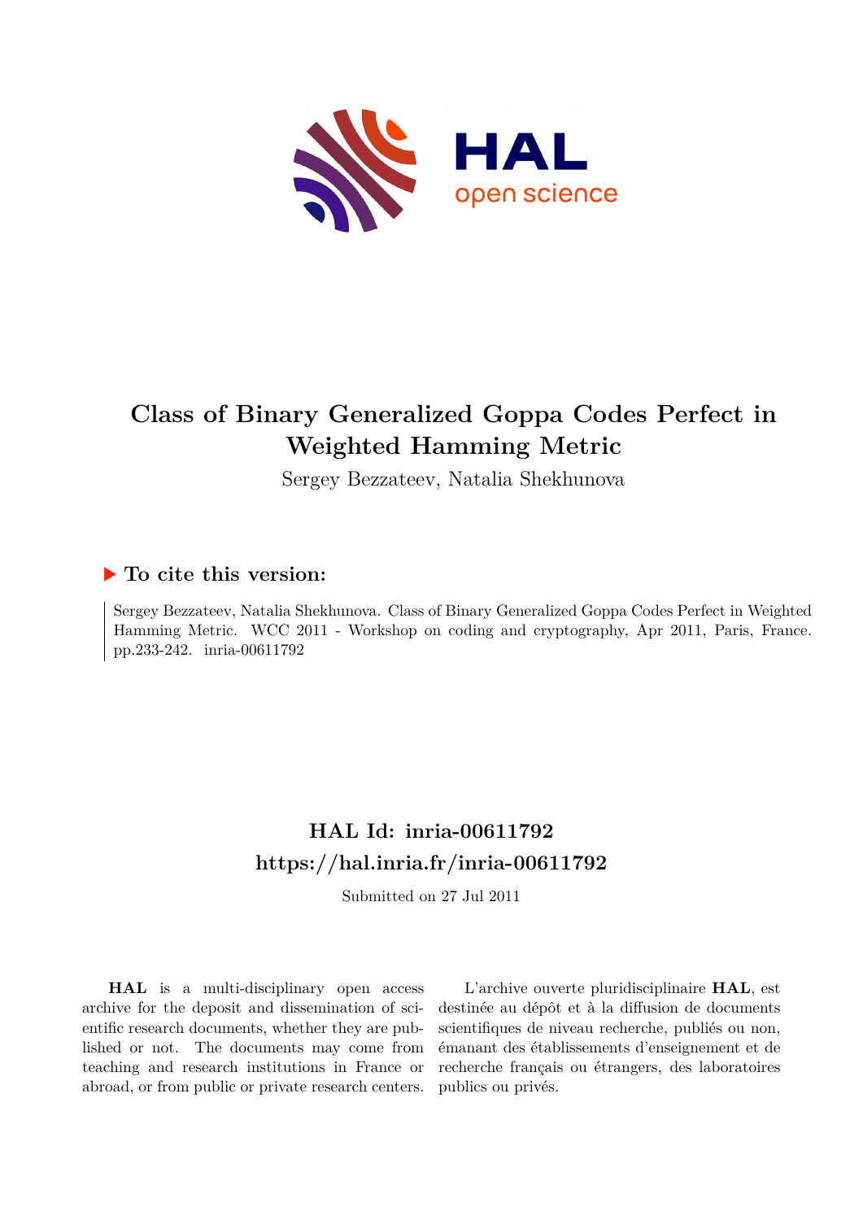# Class of Binary Generalized Goppa Codes Perfect in Weighted Hamming Metric

Sergey Bezzateev, Natalia Shekhunova

## To cite this version:

Sergey Bezzateev, Natalia Shekhunova. Class of Binary Generalized Goppa Codes Perfect in Weighted Hamming Metric. WCC 2011 - Workshop on coding and cryptography, Apr 2011, Paris, France. pp.233-242. inria-00611792

## HAL Id: inria-00611792

## https://hal.inria.fr/inria-00611792

Submitted on 27 Jul 2011

**HAL** is a multi-disciplinary open access archive for the deposit and dissemination of scientific research documents, whether they are published or not. The documents may come from teaching and research institutions in France or abroad, or from public or private research centers.

L'archive ouverte pluridisciplinaire **HAL**, est destinée au dépôt et à la diffusion de documents scientifiques de niveau recherche, publiés ou non, émanant des établissements d'enseignement et de recherche français ou étrangers, des laboratoires publics ou privés.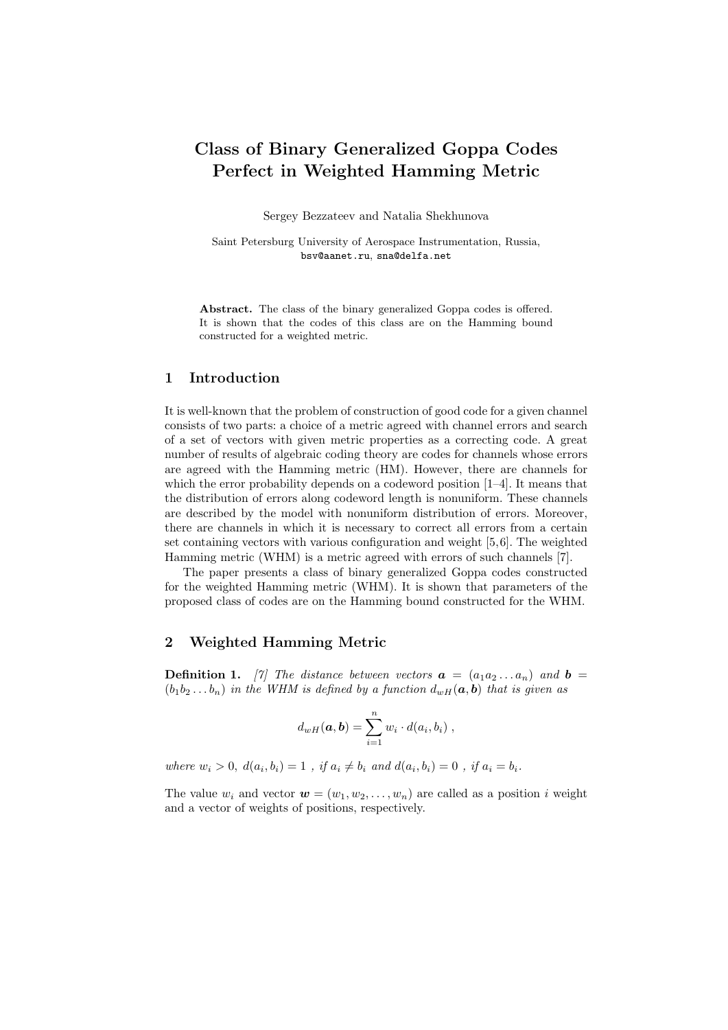# Class of Binary Generalized Goppa Codes Perfect in Weighted Hamming Metric

Sergey Bezzateev and Natalia Shekhunova

Saint Petersburg University of Aerospace Instrumentation, Russia,
bsv@aanet.ru, sna@delfa.net

**Abstract.** The class of the binary generalized Goppa codes is offered. It is shown that the codes of this class are on the Hamming bound constructed for a weighted metric.

## 1 Introduction

It is well-known that the problem of construction of good code for a given channel consists of two parts: a choice of a metric agreed with channel errors and search of a set of vectors with given metric properties as a correcting code. A great number of results of algebraic coding theory are codes for channels whose errors are agreed with the Hamming metric (HM). However, there are channels for which the error probability depends on a codeword position [1–4]. It means that the distribution of errors along codeword length is nonuniform. These channels are described by the model with nonuniform distribution of errors. Moreover, there are channels in which it is necessary to correct all errors from a certain set containing vectors with various configuration and weight [5,6]. The weighted Hamming metric (WHM) is a metric agreed with errors of such channels [7].

The paper presents a class of binary generalized Goppa codes constructed for the weighted Hamming metric (WHM). It is shown that parameters of the proposed class of codes are on the Hamming bound constructed for the WHM.

## 2 Weighted Hamming Metric

**Definition 1.** *[7] The distance between vectors $\boldsymbol{a} = (a_1 a_2 \ldots a_n)$ and $\boldsymbol{b} = (b_1 b_2 \ldots b_n)$ in the WHM is defined by a function $d_{wH}(\boldsymbol{a}, \boldsymbol{b})$ that is given as*

$$d_{wH}(\boldsymbol{a}, \boldsymbol{b}) = \sum_{i=1}^{n} w_i \cdot d(a_i, b_i) \ ,$$

*where $w_i > 0$, $d(a_i, b_i) = 1$ , if $a_i \neq b_i$ and $d(a_i, b_i) = 0$ , if $a_i = b_i$.*

The value $w_i$ and vector $\boldsymbol{w} = (w_1, w_2, \ldots, w_n)$ are called as a position $i$ weight and a vector of weights of positions, respectively.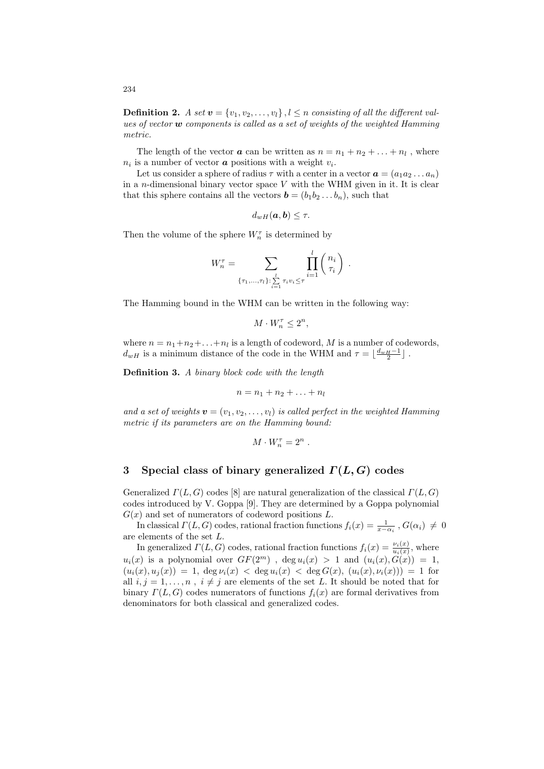**Definition 2.** *A set $\boldsymbol{v} = \{v_1, v_2, \dots, v_l\}, l \leq n$ consisting of all the different values of vector $\boldsymbol{w}$ components is called as a set of weights of the weighted Hamming metric.*

The length of the vector $\boldsymbol{a}$ can be written as $n = n_1 + n_2 + \ldots + n_l$ , where $n_i$ is a number of vector $\boldsymbol{a}$ positions with a weight $v_i$.

Let us consider a sphere of radius $\tau$ with a center in a vector $\boldsymbol{a} = (a_1 a_2 \ldots a_n)$ in a $n$-dimensional binary vector space $V$ with the WHM given in it. It is clear that this sphere contains all the vectors $\boldsymbol{b} = (b_1 b_2 \ldots b_n)$, such that

$$d_{wH}(\boldsymbol{a}, \boldsymbol{b}) \leq \tau.$$

Then the volume of the sphere $W_n^\tau$ is determined by

$$W_n^\tau = \sum_{\{\tau_1, \dots, \tau_l\} : \sum\limits_{i=1}^{l} \tau_i v_i \leq \tau} \prod_{i=1}^{l} \binom{n_i}{\tau_i} .$$

The Hamming bound in the WHM can be written in the following way:

$$M \cdot W_n^\tau \leq 2^n,$$

where $n = n_1 + n_2 + \ldots + n_l$ is a length of codeword, $M$ is a number of codewords, $d_{wH}$ is a minimum distance of the code in the WHM and $\tau = \lfloor \frac{d_{wH}-1}{2} \rfloor$ .

**Definition 3.** *A binary block code with the length*

$$n = n_1 + n_2 + \ldots + n_l$$

*and a set of weights $\boldsymbol{v} = (v_1, v_2, \dots, v_l)$ is called perfect in the weighted Hamming metric if its parameters are on the Hamming bound:*

$$M \cdot W_n^\tau = 2^n .$$

## 3 Special class of binary generalized $\Gamma(L, G)$ codes

Generalized $\Gamma(L, G)$ codes [8] are natural generalization of the classical $\Gamma(L, G)$ codes introduced by V. Goppa [9]. They are determined by a Goppa polynomial $G(x)$ and set of numerators of codeword positions $L$.

In classical $\Gamma(L, G)$ codes, rational fraction functions $f_i(x) = \frac{1}{x - \alpha_i}$ , $G(\alpha_i) \neq 0$ are elements of the set $L$.

In generalized $\Gamma(L, G)$ codes, rational fraction functions $f_i(x) = \frac{\nu_i(x)}{u_i(x)}$, where $u_i(x)$ is a polynomial over $GF(2^m)$ , $\deg u_i(x) > 1$ and $(u_i(x), G(x)) = 1$, $(u_i(x), u_j(x)) = 1$, $\deg \nu_i(x) < \deg u_i(x) < \deg G(x)$, $(u_i(x), \nu_i(x))) = 1$ for all $i, j = 1, \dots, n$ , $i \neq j$ are elements of the set $L$. It should be noted that for binary $\Gamma(L, G)$ codes numerators of functions $f_i(x)$ are formal derivatives from denominators for both classical and generalized codes.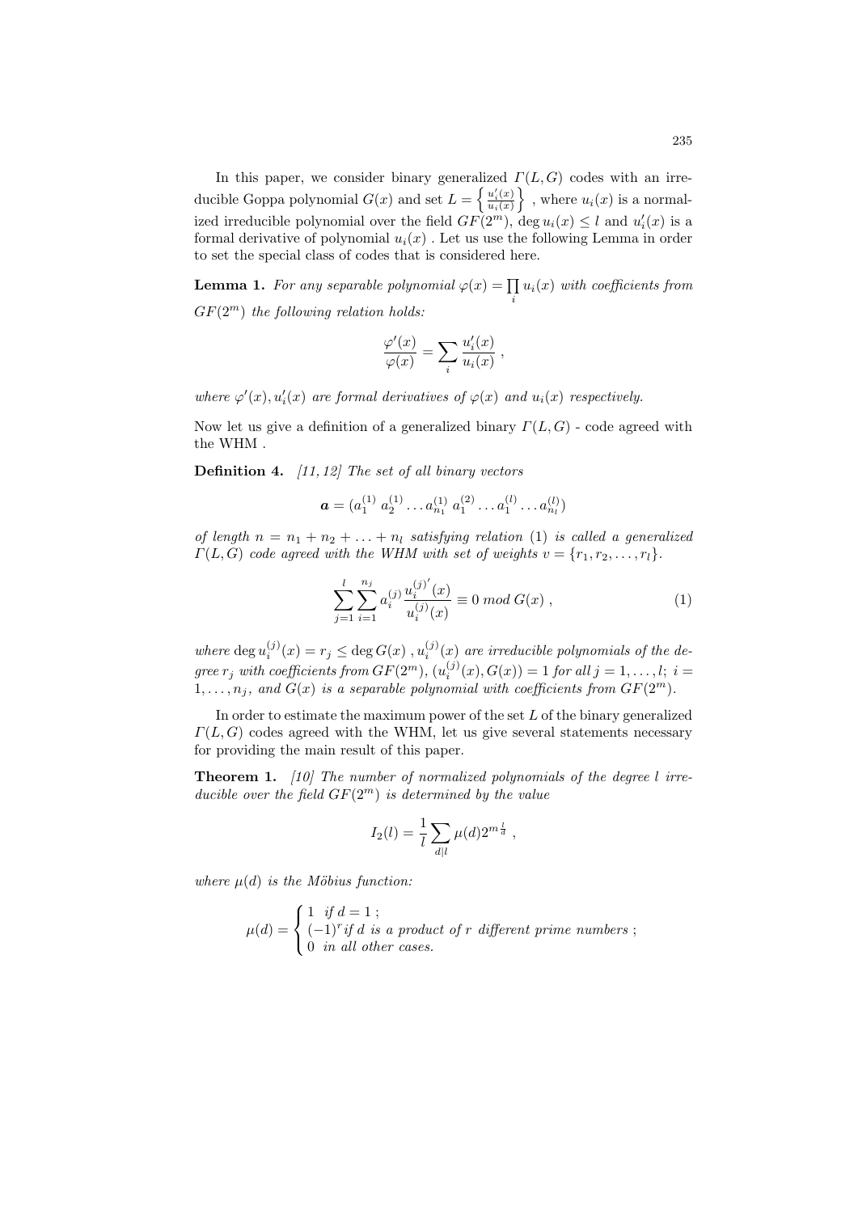In this paper, we consider binary generalized $\Gamma(L,G)$ codes with an irreducible Goppa polynomial $G(x)$ and set $L = \left\{ \frac{u_i'(x)}{u_i(x)} \right\}$ , where $u_i(x)$ is a normalized irreducible polynomial over the field $GF(2^m)$, $\deg u_i(x) \leq l$ and $u_i'(x)$ is a formal derivative of polynomial $u_i(x)$ . Let us use the following Lemma in order to set the special class of codes that is considered here.

**Lemma 1.** *For any separable polynomial $\varphi(x) = \prod_i u_i(x)$ with coefficients from $GF(2^m)$ the following relation holds:*

$$\frac{\varphi'(x)}{\varphi(x)} = \sum_i \frac{u_i'(x)}{u_i(x)} \ ,$$

*where $\varphi'(x), u_i'(x)$ are formal derivatives of $\varphi(x)$ and $u_i(x)$ respectively.*

Now let us give a definition of a generalized binary $\Gamma(L,G)$ - code agreed with the WHM .

**Definition 4.** *[11, 12] The set of all binary vectors*

$$\boldsymbol{a} = (a_1^{(1)} \ a_2^{(1)} \ldots a_{n_1}^{(1)} \ a_1^{(2)} \ldots a_1^{(l)} \ldots a_{n_l}^{(l)})$$

*of length $n = n_1 + n_2 + \ldots + n_l$ satisfying relation (1) is called a generalized $\Gamma(L,G)$ code agreed with the WHM with set of weights $v = \{r_1, r_2, \ldots, r_l\}$.*

$$\sum_{j=1}^{l} \sum_{i=1}^{n_j} a_i^{(j)} \frac{u_i^{(j)'}(x)}{u_i^{(j)}(x)} \equiv 0 \ mod \ G(x) \ , \tag{1}$$

*where $\deg u_i^{(j)}(x) = r_j \leq \deg G(x)$ , $u_i^{(j)}(x)$ are irreducible polynomials of the degree $r_j$ with coefficients from $GF(2^m)$, $(u_i^{(j)}(x), G(x)) = 1$ for all $j = 1, \ldots, l$; $i = 1, \ldots, n_j$, and $G(x)$ is a separable polynomial with coefficients from $GF(2^m)$.*

In order to estimate the maximum power of the set $L$ of the binary generalized $\Gamma(L,G)$ codes agreed with the WHM, let us give several statements necessary for providing the main result of this paper.

**Theorem 1.** *[10] The number of normalized polynomials of the degree $l$ irreducible over the field $GF(2^m)$ is determined by the value*

$$I_2(l) = \frac{1}{l} \sum_{d|l} \mu(d) 2^{m\frac{l}{d}} \ ,$$

*where $\mu(d)$ is the Möbius function:*

$$\mu(d) = \begin{cases} 1 \ \ \textit{if } d = 1 \ ; \\ (-1)^r \textit{if } d \textit{ is a product of } r \textit{ different prime numbers} \ ; \\ 0 \ \ \textit{in all other cases.} \end{cases}$$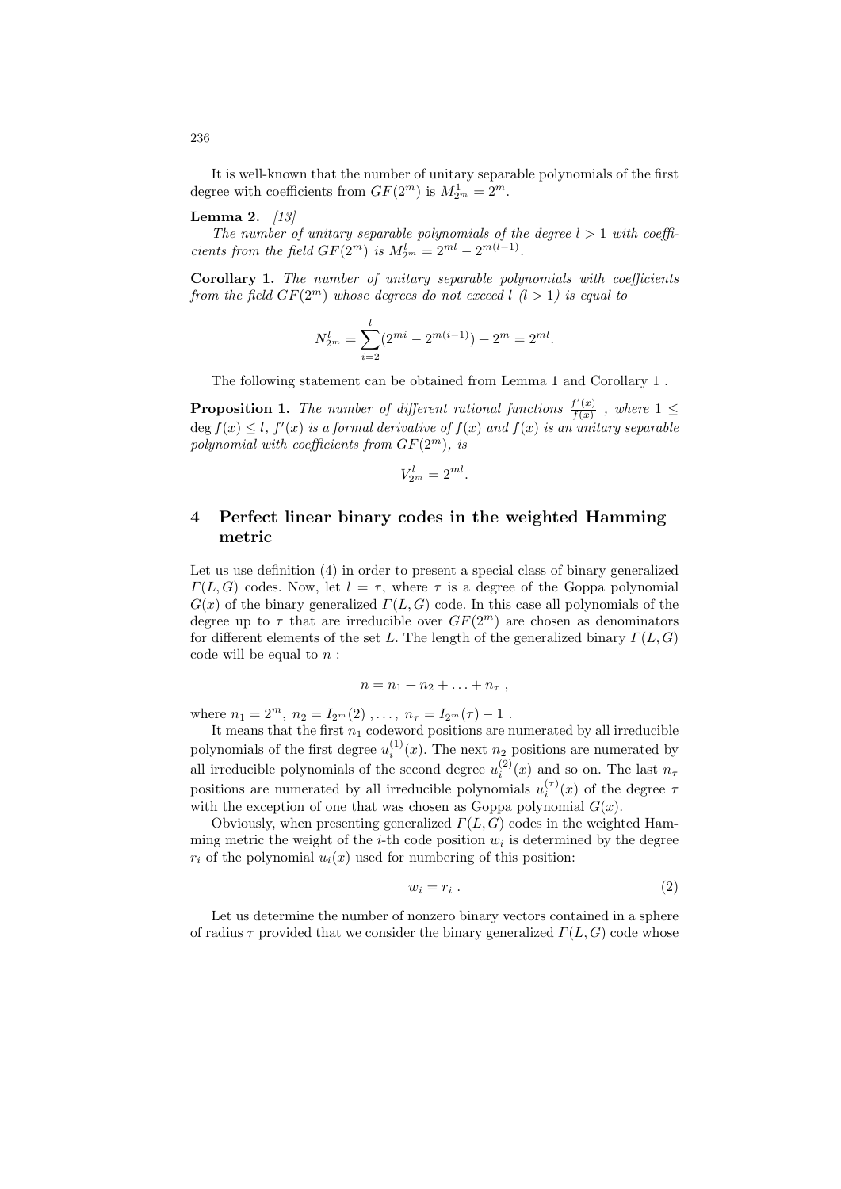It is well-known that the number of unitary separable polynomials of the first degree with coefficients from $GF(2^m)$ is $M^1_{2^m} = 2^m$.

**Lemma 2.** *[13]*

*The number of unitary separable polynomials of the degree $l > 1$ with coefficients from the field $GF(2^m)$ is $M^l_{2^m} = 2^{ml} - 2^{m(l-1)}$.*

**Corollary 1.** *The number of unitary separable polynomials with coefficients from the field $GF(2^m)$ whose degrees do not exceed $l$ ($l > 1$) is equal to*

$$N^l_{2^m} = \sum_{i=2}^{l} (2^{mi} - 2^{m(i-1)}) + 2^m = 2^{ml}.$$

The following statement can be obtained from Lemma 1 and Corollary 1 .

**Proposition 1.** *The number of different rational functions $\frac{f'(x)}{f(x)}$ , where $1 \leq \deg f(x) \leq l$, $f'(x)$ is a formal derivative of $f(x)$ and $f(x)$ is an unitary separable polynomial with coefficients from $GF(2^m)$, is*

$$V^l_{2^m} = 2^{ml}.$$

## 4 Perfect linear binary codes in the weighted Hamming metric

Let us use definition (4) in order to present a special class of binary generalized $\Gamma(L, G)$ codes. Now, let $l = \tau$, where $\tau$ is a degree of the Goppa polynomial $G(x)$ of the binary generalized $\Gamma(L, G)$ code. In this case all polynomials of the degree up to $\tau$ that are irreducible over $GF(2^m)$ are chosen as denominators for different elements of the set $L$. The length of the generalized binary $\Gamma(L, G)$ code will be equal to $n$ :

$$n = n_1 + n_2 + \ldots + n_\tau \ ,$$

where $n_1 = 2^m,\ n_2 = I_{2^m}(2)\ , \ldots,\ n_\tau = I_{2^m}(\tau) - 1$ .

It means that the first $n_1$ codeword positions are numerated by all irreducible polynomials of the first degree $u^{(1)}_i(x)$. The next $n_2$ positions are numerated by all irreducible polynomials of the second degree $u^{(2)}_i(x)$ and so on. The last $n_\tau$ positions are numerated by all irreducible polynomials $u^{(\tau)}_i(x)$ of the degree $\tau$ with the exception of one that was chosen as Goppa polynomial $G(x)$.

Obviously, when presenting generalized $\Gamma(L, G)$ codes in the weighted Hamming metric the weight of the $i$-th code position $w_i$ is determined by the degree $r_i$ of the polynomial $u_i(x)$ used for numbering of this position:

$$w_i = r_i \ . \tag{2}$$

Let us determine the number of nonzero binary vectors contained in a sphere of radius $\tau$ provided that we consider the binary generalized $\Gamma(L, G)$ code whose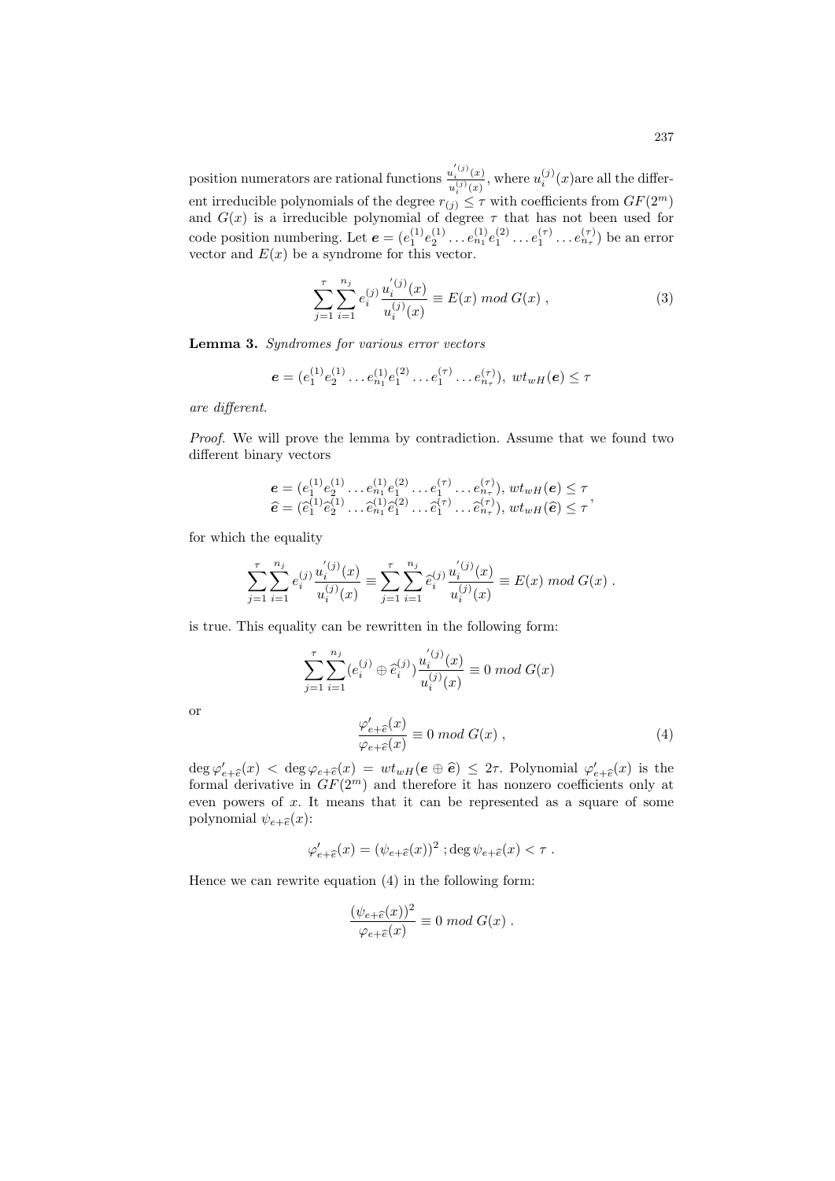position numerators are rational functions $\frac{u_i^{'(j)}(x)}{u_i^{(j)}(x)}$, where $u_i^{(j)}(x)$are all the different irreducible polynomials of the degree $r_{(j)} \leq \tau$ with coefficients from $GF(2^m)$ and $G(x)$ is a irreducible polynomial of degree $\tau$ that has not been used for code position numbering. Let $\boldsymbol{e} = (e_1^{(1)} e_2^{(1)} \dots e_{n_1}^{(1)} e_1^{(2)} \dots e_1^{(\tau)} \dots e_{n_\tau}^{(\tau)})$ be an error vector and $E(x)$ be a syndrome for this vector.

$$\sum_{j=1}^{\tau} \sum_{i=1}^{n_j} e_i^{(j)} \frac{u_i^{'(j)}(x)}{u_i^{(j)}(x)} \equiv E(x) \; mod \; G(x) \; , \tag{3}$$

**Lemma 3.** *Syndromes for various error vectors*

$$\boldsymbol{e} = (e_1^{(1)} e_2^{(1)} \dots e_{n_1}^{(1)} e_1^{(2)} \dots e_1^{(\tau)} \dots e_{n_\tau}^{(\tau)}), \; wt_{wH}(\boldsymbol{e}) \leq \tau$$

*are different.*

*Proof.* We will prove the lemma by contradiction. Assume that we found two different binary vectors

$$\begin{array}{l} \boldsymbol{e} = (e_1^{(1)} e_2^{(1)} \dots e_{n_1}^{(1)} e_1^{(2)} \dots e_1^{(\tau)} \dots e_{n_\tau}^{(\tau)}), \, wt_{wH}(\boldsymbol{e}) \leq \tau \\ \widehat{\boldsymbol{e}} = (\widehat{e}_1^{(1)} \widehat{e}_2^{(1)} \dots \widehat{e}_{n_1}^{(1)} \widehat{e}_1^{(2)} \dots \widehat{e}_1^{(\tau)} \dots \widehat{e}_{n_\tau}^{(\tau)}), \, wt_{wH}(\widehat{\boldsymbol{e}}) \leq \tau \end{array},$$

for which the equality

$$\sum_{j=1}^{\tau} \sum_{i=1}^{n_j} e_i^{(j)} \frac{u_i^{'(j)}(x)}{u_i^{(j)}(x)} \equiv \sum_{j=1}^{\tau} \sum_{i=1}^{n_j} \widehat{e}_i^{(j)} \frac{u_i^{'(j)}(x)}{u_i^{(j)}(x)} \equiv E(x) \; mod \; G(x) \; .$$

is true. This equality can be rewritten in the following form:

$$\sum_{j=1}^{\tau} \sum_{i=1}^{n_j} (e_i^{(j)} \oplus \widehat{e}_i^{(j)}) \frac{u_i^{'(j)}(x)}{u_i^{(j)}(x)} \equiv 0 \; mod \; G(x)$$

or

$$\frac{\varphi'_{e+\widehat{e}}(x)}{\varphi_{e+\widehat{e}}(x)} \equiv 0 \; mod \; G(x) \; , \tag{4}$$

$\deg \varphi'_{e+\widehat{e}}(x) < \deg \varphi_{e+\widehat{e}}(x) = wt_{wH}(\boldsymbol{e} \oplus \widehat{\boldsymbol{e}}) \leq 2\tau$. Polynomial $\varphi'_{e+\widehat{e}}(x)$ is the formal derivative in $GF(2^m)$ and therefore it has nonzero coefficients only at even powers of $x$. It means that it can be represented as a square of some polynomial $\psi_{e+\widehat{e}}(x)$:

$$\varphi'_{e+\widehat{e}}(x) = (\psi_{e+\widehat{e}}(x))^2 \; ; \deg \psi_{e+\widehat{e}}(x) < \tau \; .$$

Hence we can rewrite equation (4) in the following form:

$$\frac{(\psi_{e+\widehat{e}}(x))^2}{\varphi_{e+\widehat{e}}(x)} \equiv 0 \; mod \; G(x) \; .$$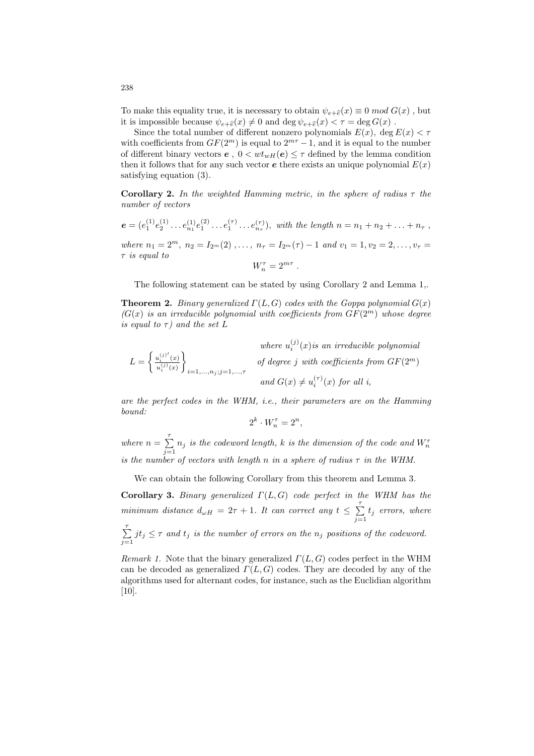To make this equality true, it is necessary to obtain $\psi_{e+\widehat{e}}(x) \equiv 0 \ mod \ G(x)$ , but it is impossible because $\psi_{e+\widehat{e}}(x) \neq 0$ and $\deg \psi_{e+\widehat{e}}(x) < \tau = \deg G(x)$ .

Since the total number of different nonzero polynomials $E(x), \ \deg E(x) < \tau$ with coefficients from $GF(2^m)$ is equal to $2^{m\tau} - 1$, and it is equal to the number of different binary vectors $\boldsymbol{e}$ , $0 < wt_{wH}(\boldsymbol{e}) \leq \tau$ defined by the lemma condition then it follows that for any such vector $\boldsymbol{e}$ there exists an unique polynomial $E(x)$ satisfying equation (3).

**Corollary 2.** *In the weighted Hamming metric, in the sphere of radius $\tau$ the number of vectors*

$$\boldsymbol{e} = (e_1^{(1)} e_2^{(1)} \dots e_{n_1}^{(1)} e_1^{(2)} \dots e_1^{(\tau)} \dots e_{n_\tau}^{(\tau)}), \text{ with the length } n = n_1 + n_2 + \dots + n_\tau \ ,$$

*where $n_1 = 2^m, \ n_2 = I_{2^m}(2) \ , \dots, \ n_\tau = I_{2^m}(\tau) - 1$ and $v_1 = 1, v_2 = 2, \dots, v_\tau = \tau$ is equal to*

$$W_n^\tau = 2^{m\tau} \ .$$

The following statement can be stated by using Corollary 2 and Lemma 1,.

**Theorem 2.** *Binary generalized $\Gamma(L,G)$ codes with the Goppa polynomial $G(x)$ ($G(x)$ is an irreducible polynomial with coefficients from $GF(2^m)$ whose degree is equal to $\tau$) and the set $L$*

$$L = \left\{ \frac{u_i^{(j)\prime}(x)}{u_i^{(j)}(x)} \right\}_{i=1,\dots,n_j; j=1,\dots,\tau}$$

*where $u_i^{(j)}(x)$ is an irreducible polynomial of degree $j$ with coefficients from $GF(2^m)$ and $G(x) \neq u_i^{(\tau)}(x)$ for all $i$,*

*are the perfect codes in the WHM, i.e., their parameters are on the Hamming bound:*

$$2^k \cdot W_n^\tau = 2^n,$$

*where $n = \sum_{j=1}^{\tau} n_j$ is the codeword length, $k$ is the dimension of the code and $W_n^\tau$ is the number of vectors with length $n$ in a sphere of radius $\tau$ in the WHM.*

We can obtain the following Corollary from this theorem and Lemma 3.

**Corollary 3.** *Binary generalized $\Gamma(L,G)$ code perfect in the WHM has the minimum distance $d_{\omega H} = 2\tau + 1$. It can correct any $t \leq \sum_{j=1}^{\tau} t_j$ errors, where $\sum_{j=1}^{\tau} j t_j \leq \tau$ and $t_j$ is the number of errors on the $n_j$ positions of the codeword.*

*Remark 1.* Note that the binary generalized $\Gamma(L,G)$ codes perfect in the WHM can be decoded as generalized $\Gamma(L,G)$ codes. They are decoded by any of the algorithms used for alternant codes, for instance, such as the Euclidian algorithm [10].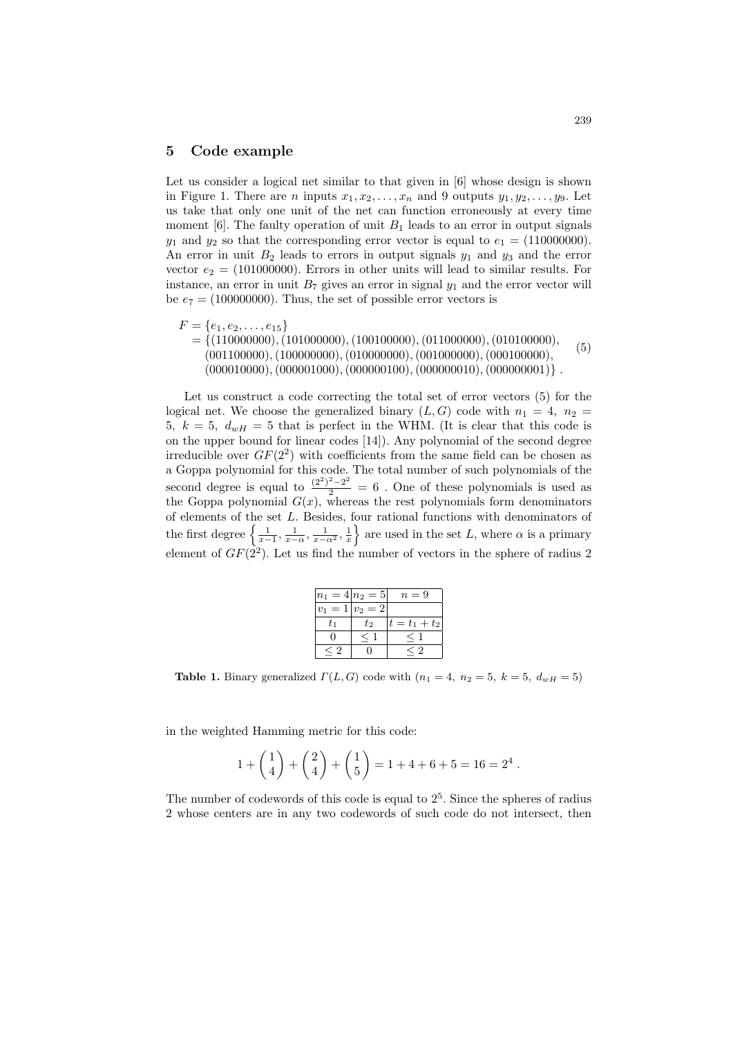## 5 Code example

Let us consider a logical net similar to that given in [6] whose design is shown in Figure 1. There are $n$ inputs $x_1, x_2, \ldots, x_n$ and 9 outputs $y_1, y_2, \ldots, y_9$. Let us take that only one unit of the net can function erroneously at every time moment [6]. The faulty operation of unit $B_1$ leads to an error in output signals $y_1$ and $y_2$ so that the corresponding error vector is equal to $e_1 = (110000000)$. An error in unit $B_2$ leads to errors in output signals $y_1$ and $y_3$ and the error vector $e_2 = (101000000)$. Errors in other units will lead to similar results. For instance, an error in unit $B_7$ gives an error in signal $y_1$ and the error vector will be $e_7 = (100000000)$. Thus, the set of possible error vectors is

$$
\begin{aligned}
F &= \{e_1, e_2, \ldots, e_{15}\} \\
&= \{(110000000), (101000000), (100100000), (011000000), (010100000), \\
&\quad (001100000), (100000000), (010000000), (001000000), (000100000), \\
&\quad (000010000), (000001000), (000000100), (000000010), (000000001)\} \,.
\end{aligned} \tag{5}
$$

Let us construct a code correcting the total set of error vectors (5) for the logical net. We choose the generalized binary $(L, G)$ code with $n_1 = 4,\ n_2 = 5,\ k = 5,\ d_{wH} = 5$ that is perfect in the WHM. (It is clear that this code is on the upper bound for linear codes [14]). Any polynomial of the second degree irreducible over $GF(2^2)$ with coefficients from the same field can be chosen as a Goppa polynomial for this code. The total number of such polynomials of the second degree is equal to $\frac{(2^2)^2 - 2^2}{2} = 6$ . One of these polynomials is used as the Goppa polynomial $G(x)$, whereas the rest polynomials form denominators of elements of the set $L$. Besides, four rational functions with denominators of the first degree $\left\{\frac{1}{x-1}, \frac{1}{x-\alpha}, \frac{1}{x-\alpha^2}, \frac{1}{x}\right\}$ are used in the set $L$, where $\alpha$ is a primary element of $GF(2^2)$. Let us find the number of vectors in the sphere of radius 2

| $n_1 = 4$ | $n_2 = 5$ | $n = 9$ |
|---|---|---|
| $v_1 = 1$ | $v_2 = 2$ | |
| $t_1$ | $t_2$ | $t = t_1 + t_2$ |
| $0$ | $\leq 1$ | $\leq 1$ |
| $\leq 2$ | $0$ | $\leq 2$ |

**Table 1.** Binary generalized $\Gamma(L, G)$ code with $(n_1 = 4,\ n_2 = 5,\ k = 5,\ d_{wH} = 5)$

in the weighted Hamming metric for this code:

$$
1 + \binom{1}{4} + \binom{2}{4} + \binom{1}{5} = 1 + 4 + 6 + 5 = 16 = 2^4 \,.
$$

The number of codewords of this code is equal to $2^5$. Since the spheres of radius 2 whose centers are in any two codewords of such code do not intersect, then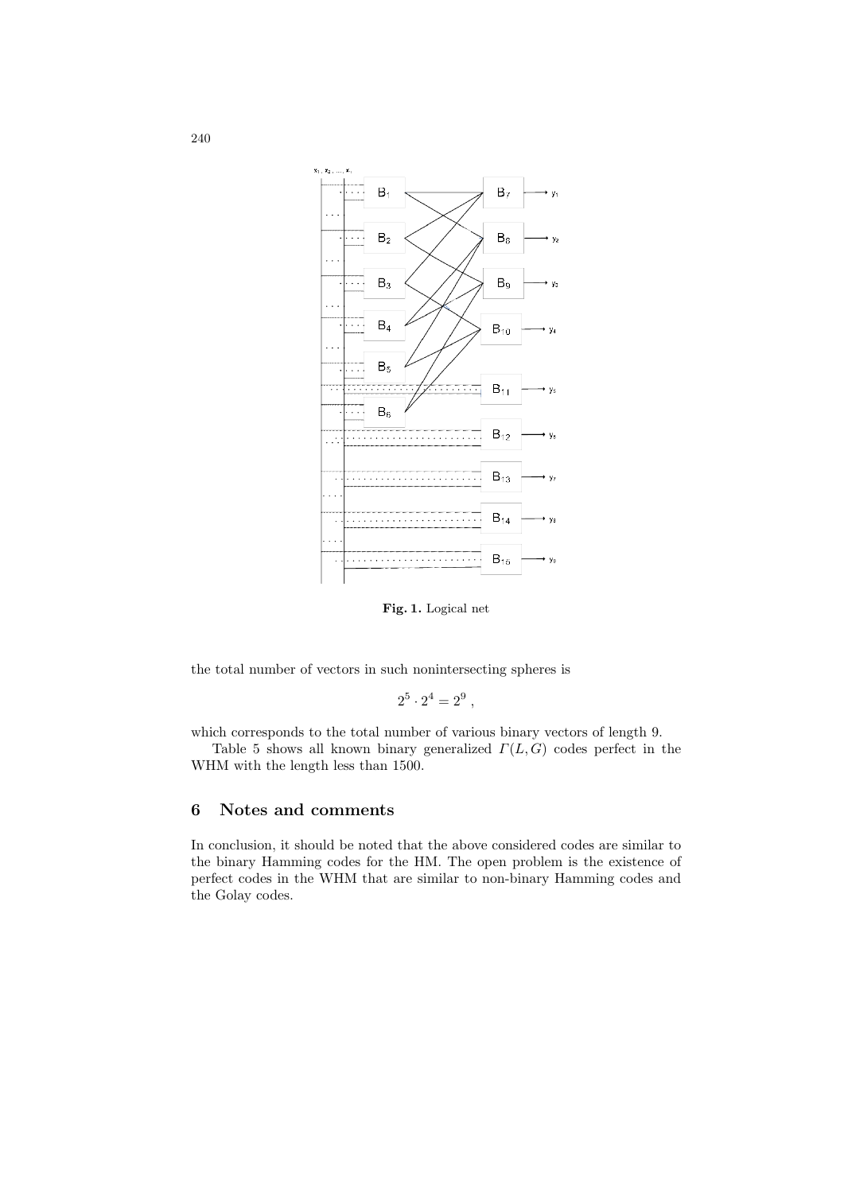**Fig. 1.** Logical net

the total number of vectors in such nonintersecting spheres is

$$2^5 \cdot 2^4 = 2^9 ,$$

which corresponds to the total number of various binary vectors of length 9.

Table 5 shows all known binary generalized $\Gamma(L, G)$ codes perfect in the WHM with the length less than 1500.

## 6 Notes and comments

In conclusion, it should be noted that the above considered codes are similar to the binary Hamming codes for the HM. The open problem is the existence of perfect codes in the WHM that are similar to non-binary Hamming codes and the Golay codes.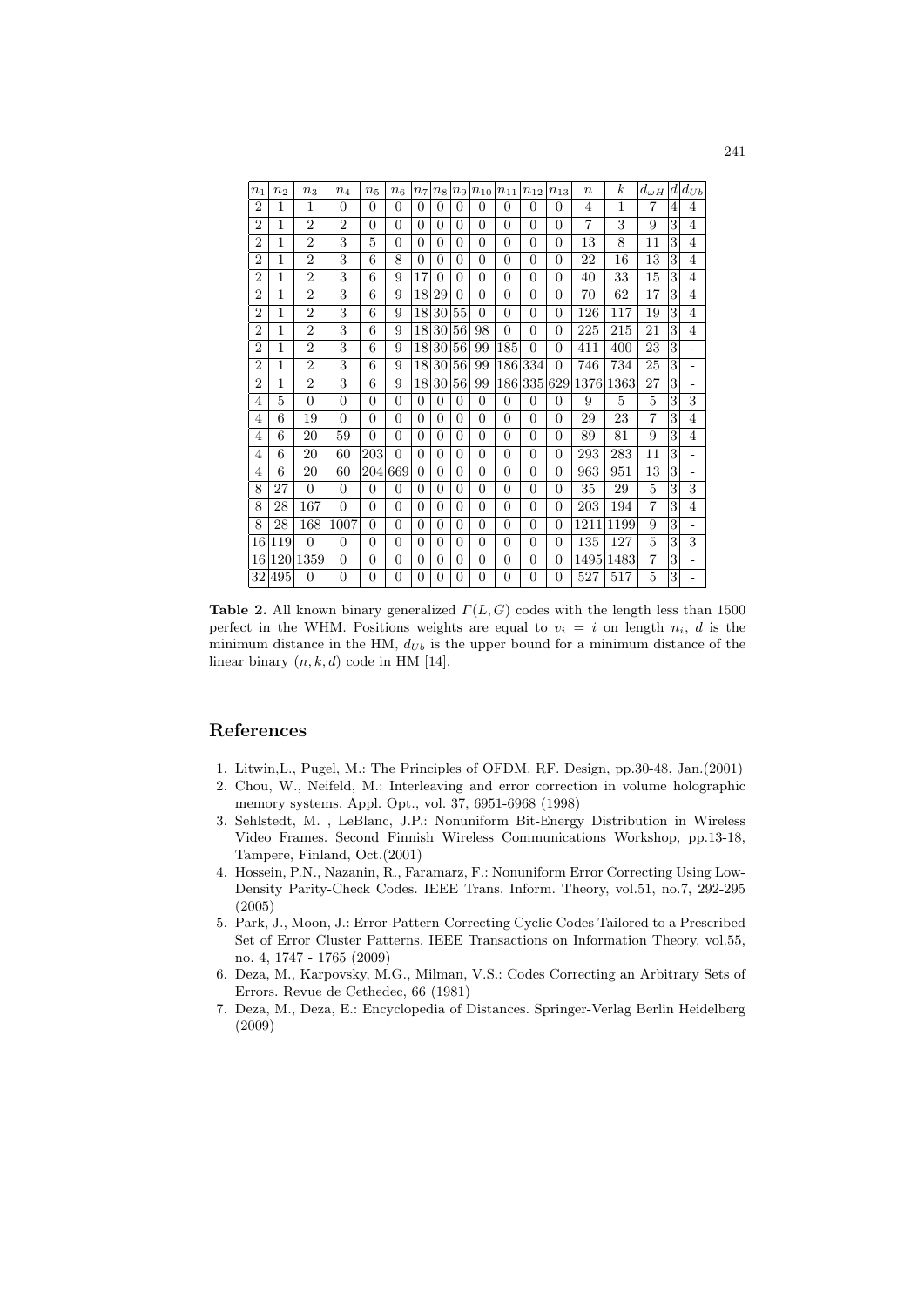| $n_1$ | $n_2$ | $n_3$ | $n_4$ | $n_5$ | $n_6$ | $n_7$ | $n_8$ | $n_9$ | $n_{10}$ | $n_{11}$ | $n_{12}$ | $n_{13}$ | $n$ | $k$ | $d_{\omega H}$ | $d$ | $d_{Ub}$ |
|---|---|---|---|---|---|---|---|---|---|---|---|---|---|---|---|---|---|
| 2 | 1 | 1 | 0 | 0 | 0 | 0 | 0 | 0 | 0 | 0 | 0 | 0 | 4 | 1 | 7 | 4 | 4 |
| 2 | 1 | 2 | 2 | 0 | 0 | 0 | 0 | 0 | 0 | 0 | 0 | 0 | 7 | 3 | 9 | 3 | 4 |
| 2 | 1 | 2 | 3 | 5 | 0 | 0 | 0 | 0 | 0 | 0 | 0 | 0 | 13 | 8 | 11 | 3 | 4 |
| 2 | 1 | 2 | 3 | 6 | 8 | 0 | 0 | 0 | 0 | 0 | 0 | 0 | 22 | 16 | 13 | 3 | 4 |
| 2 | 1 | 2 | 3 | 6 | 9 | 17 | 0 | 0 | 0 | 0 | 0 | 0 | 40 | 33 | 15 | 3 | 4 |
| 2 | 1 | 2 | 3 | 6 | 9 | 18 | 29 | 0 | 0 | 0 | 0 | 0 | 70 | 62 | 17 | 3 | 4 |
| 2 | 1 | 2 | 3 | 6 | 9 | 18 | 30 | 55 | 0 | 0 | 0 | 0 | 126 | 117 | 19 | 3 | 4 |
| 2 | 1 | 2 | 3 | 6 | 9 | 18 | 30 | 56 | 98 | 0 | 0 | 0 | 225 | 215 | 21 | 3 | 4 |
| 2 | 1 | 2 | 3 | 6 | 9 | 18 | 30 | 56 | 99 | 185 | 0 | 0 | 411 | 400 | 23 | 3 | - |
| 2 | 1 | 2 | 3 | 6 | 9 | 18 | 30 | 56 | 99 | 186 | 334 | 0 | 746 | 734 | 25 | 3 | - |
| 2 | 1 | 2 | 3 | 6 | 9 | 18 | 30 | 56 | 99 | 186 | 335 | 629 | 1376 | 1363 | 27 | 3 | - |
| 4 | 5 | 0 | 0 | 0 | 0 | 0 | 0 | 0 | 0 | 0 | 0 | 0 | 9 | 5 | 5 | 3 | 3 |
| 4 | 6 | 19 | 0 | 0 | 0 | 0 | 0 | 0 | 0 | 0 | 0 | 0 | 29 | 23 | 7 | 3 | 4 |
| 4 | 6 | 20 | 59 | 0 | 0 | 0 | 0 | 0 | 0 | 0 | 0 | 0 | 89 | 81 | 9 | 3 | 4 |
| 4 | 6 | 20 | 60 | 203 | 0 | 0 | 0 | 0 | 0 | 0 | 0 | 0 | 293 | 283 | 11 | 3 | - |
| 4 | 6 | 20 | 60 | 204 | 669 | 0 | 0 | 0 | 0 | 0 | 0 | 0 | 963 | 951 | 13 | 3 | - |
| 8 | 27 | 0 | 0 | 0 | 0 | 0 | 0 | 0 | 0 | 0 | 0 | 0 | 35 | 29 | 5 | 3 | 3 |
| 8 | 28 | 167 | 0 | 0 | 0 | 0 | 0 | 0 | 0 | 0 | 0 | 0 | 203 | 194 | 7 | 3 | 4 |
| 8 | 28 | 168 | 1007 | 0 | 0 | 0 | 0 | 0 | 0 | 0 | 0 | 0 | 1211 | 1199 | 9 | 3 | - |
| 16 | 119 | 0 | 0 | 0 | 0 | 0 | 0 | 0 | 0 | 0 | 0 | 0 | 135 | 127 | 5 | 3 | 3 |
| 16 | 120 | 1359 | 0 | 0 | 0 | 0 | 0 | 0 | 0 | 0 | 0 | 0 | 1495 | 1483 | 7 | 3 | - |
| 32 | 495 | 0 | 0 | 0 | 0 | 0 | 0 | 0 | 0 | 0 | 0 | 0 | 527 | 517 | 5 | 3 | - |

**Table 2.** All known binary generalized $\Gamma(L, G)$ codes with the length less than 1500 perfect in the WHM. Positions weights are equal to $v_i = i$ on length $n_i$, $d$ is the minimum distance in the HM, $d_{Ub}$ is the upper bound for a minimum distance of the linear binary $(n, k, d)$ code in HM [14].

## References

1. Litwin,L., Pugel, M.: The Principles of OFDM. RF. Design, pp.30-48, Jan.(2001)
2. Chou, W., Neifeld, M.: Interleaving and error correction in volume holographic memory systems. Appl. Opt., vol. 37, 6951-6968 (1998)
3. Sehlstedt, M. , LeBlanc, J.P.: Nonuniform Bit-Energy Distribution in Wireless Video Frames. Second Finnish Wireless Communications Workshop, pp.13-18, Tampere, Finland, Oct.(2001)
4. Hossein, P.N., Nazanin, R., Faramarz, F.: Nonuniform Error Correcting Using Low-Density Parity-Check Codes. IEEE Trans. Inform. Theory, vol.51, no.7, 292-295 (2005)
5. Park, J., Moon, J.: Error-Pattern-Correcting Cyclic Codes Tailored to a Prescribed Set of Error Cluster Patterns. IEEE Transactions on Information Theory. vol.55, no. 4, 1747 - 1765 (2009)
6. Deza, M., Karpovsky, M.G., Milman, V.S.: Codes Correcting an Arbitrary Sets of Errors. Revue de Cethedec, 66 (1981)
7. Deza, M., Deza, E.: Encyclopedia of Distances. Springer-Verlag Berlin Heidelberg (2009)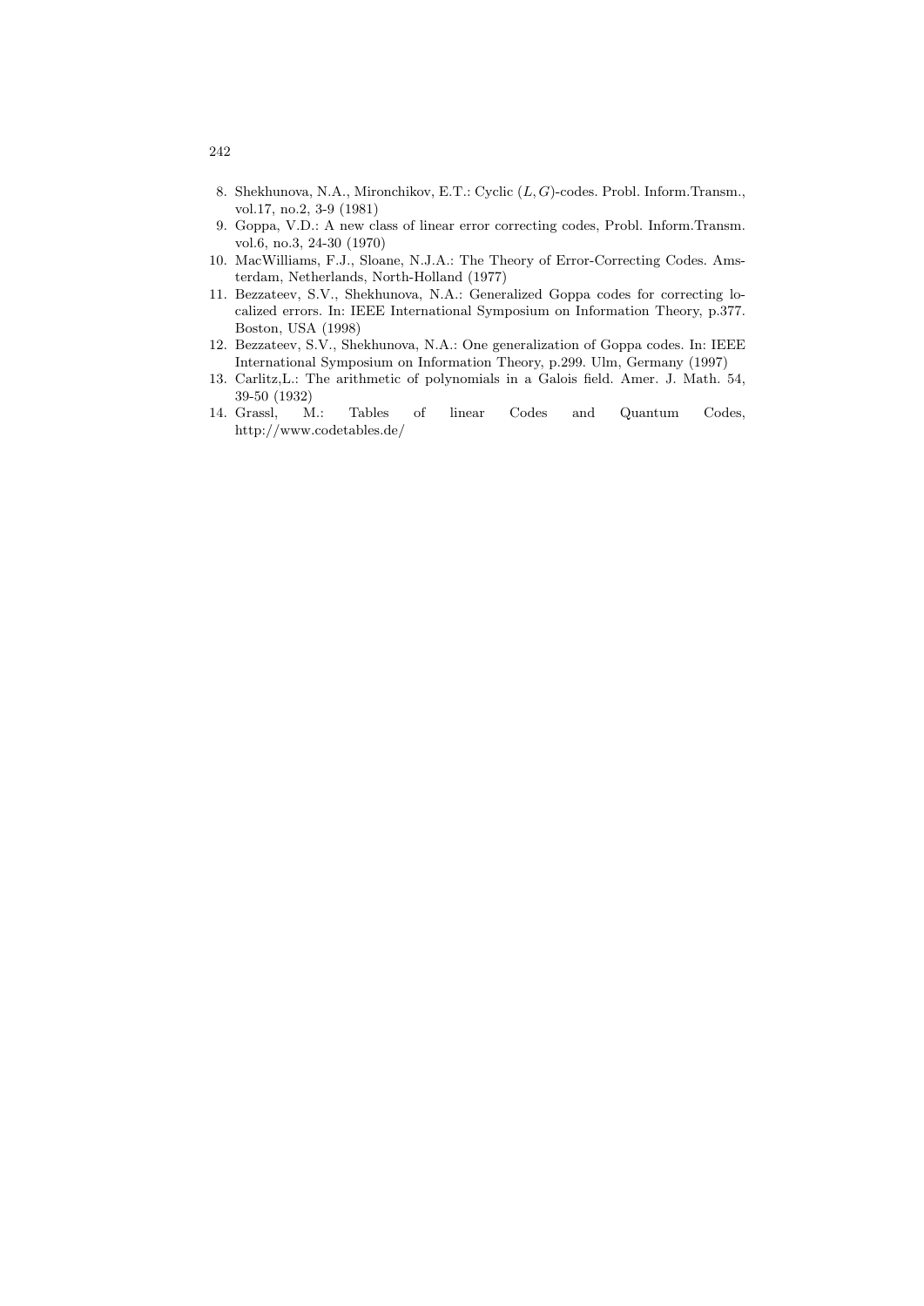8. Shekhunova, N.A., Mironchikov, E.T.: Cyclic $(L, G)$-codes. Probl. Inform.Transm., vol.17, no.2, 3-9 (1981)
9. Goppa, V.D.: A new class of linear error correcting codes, Probl. Inform.Transm. vol.6, no.3, 24-30 (1970)
10. MacWilliams, F.J., Sloane, N.J.A.: The Theory of Error-Correcting Codes. Amsterdam, Netherlands, North-Holland (1977)
11. Bezzateev, S.V., Shekhunova, N.A.: Generalized Goppa codes for correcting localized errors. In: IEEE International Symposium on Information Theory, p.377. Boston, USA (1998)
12. Bezzateev, S.V., Shekhunova, N.A.: One generalization of Goppa codes. In: IEEE International Symposium on Information Theory, p.299. Ulm, Germany (1997)
13. Carlitz,L.: The arithmetic of polynomials in a Galois field. Amer. J. Math. 54, 39-50 (1932)
14. Grassl, M.: Tables of linear Codes and Quantum Codes, http://www.codetables.de/